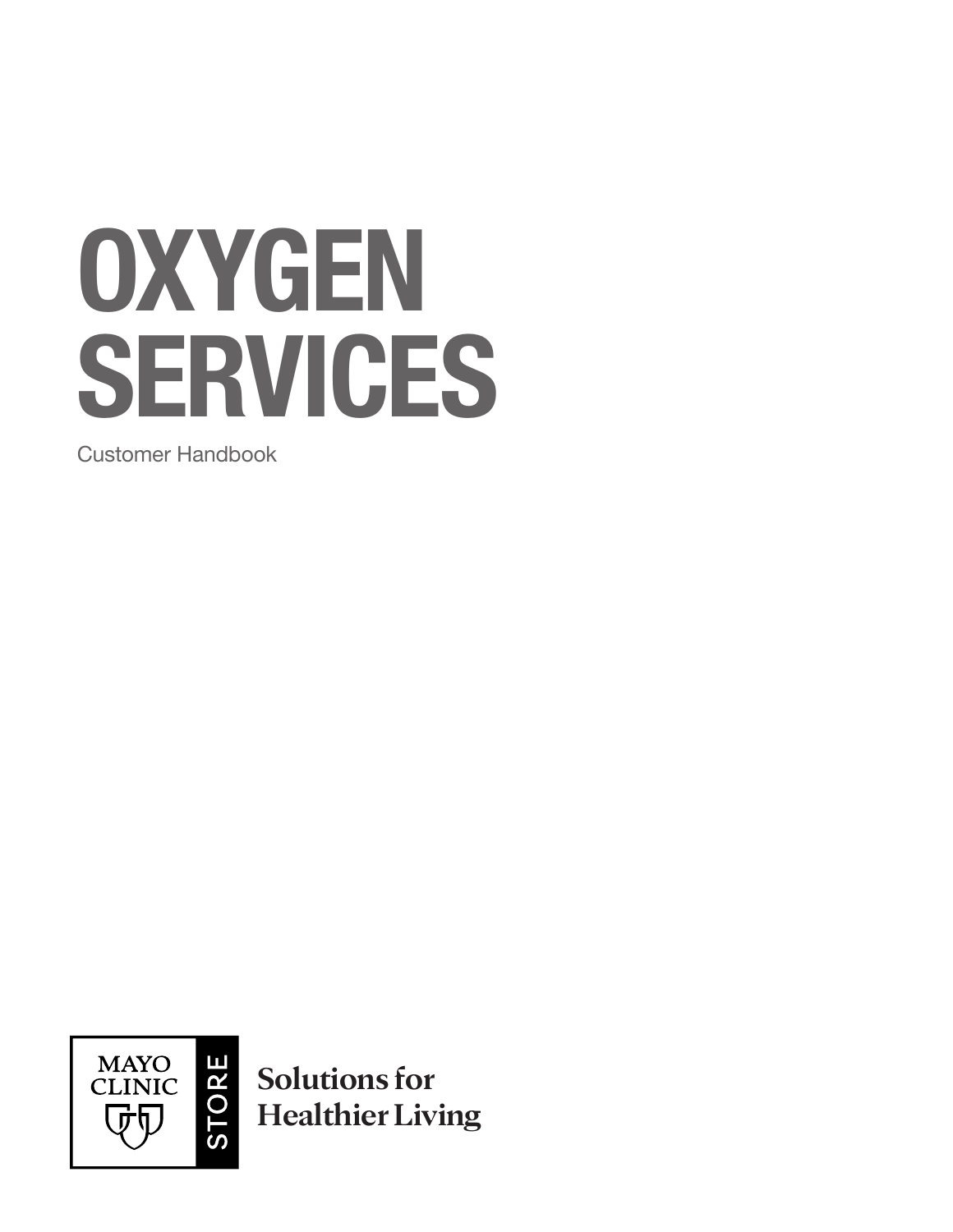# OXYGEN SERVICES

Customer Handbook

MAYO CLINIC STORE

**Solutions for Healthier Living**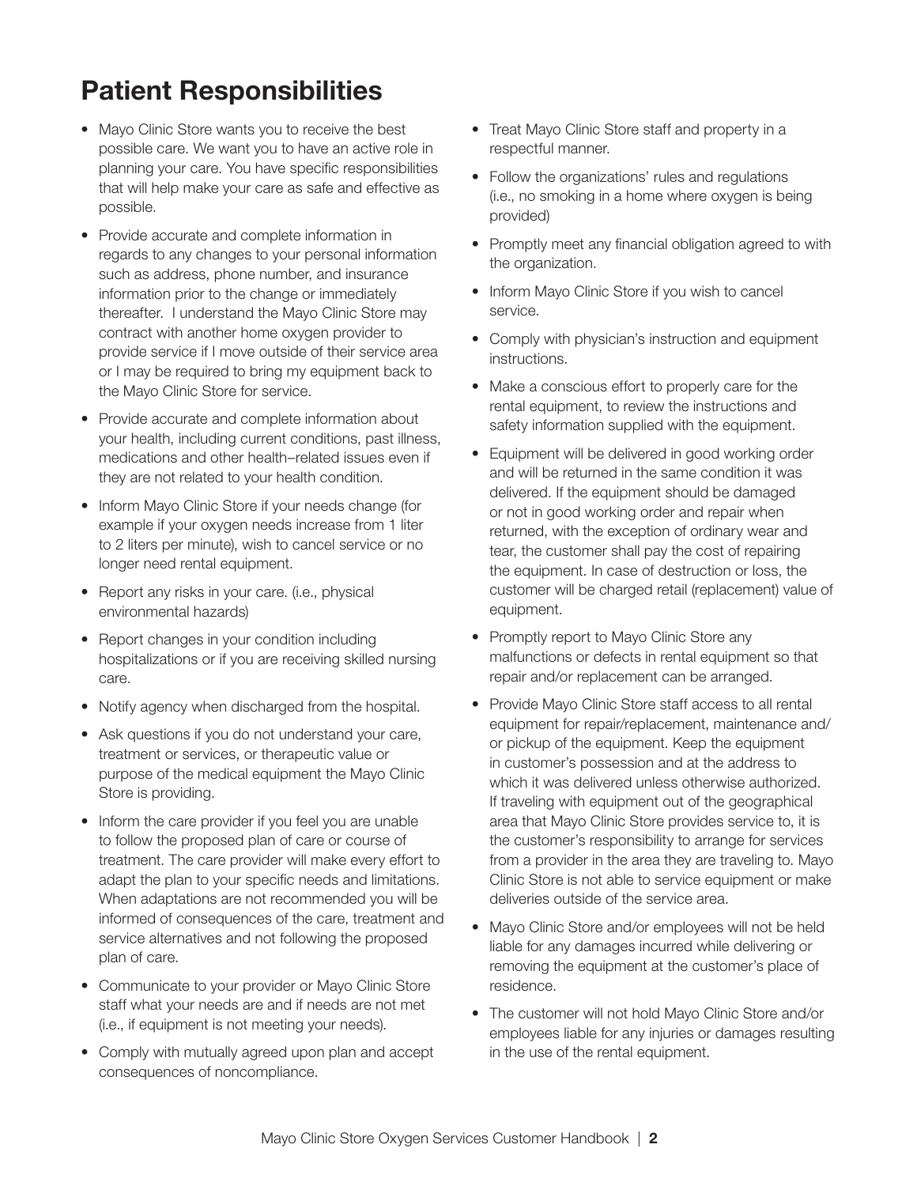# Patient Responsibilities

- Mayo Clinic Store wants you to receive the best possible care. We want you to have an active role in planning your care. You have specific responsibilities that will help make your care as safe and effective as possible.
- Provide accurate and complete information in regards to any changes to your personal information such as address, phone number, and insurance information prior to the change or immediately thereafter. I understand the Mayo Clinic Store may contract with another home oxygen provider to provide service if I move outside of their service area or I may be required to bring my equipment back to the Mayo Clinic Store for service.
- Provide accurate and complete information about your health, including current conditions, past illness, medications and other health–related issues even if they are not related to your health condition.
- Inform Mayo Clinic Store if your needs change (for example if your oxygen needs increase from 1 liter to 2 liters per minute), wish to cancel service or no longer need rental equipment.
- Report any risks in your care. (i.e., physical environmental hazards)
- Report changes in your condition including hospitalizations or if you are receiving skilled nursing care.
- Notify agency when discharged from the hospital.
- Ask questions if you do not understand your care, treatment or services, or therapeutic value or purpose of the medical equipment the Mayo Clinic Store is providing.
- Inform the care provider if you feel you are unable to follow the proposed plan of care or course of treatment. The care provider will make every effort to adapt the plan to your specific needs and limitations. When adaptations are not recommended you will be informed of consequences of the care, treatment and service alternatives and not following the proposed plan of care.
- Communicate to your provider or Mayo Clinic Store staff what your needs are and if needs are not met (i.e., if equipment is not meeting your needs).
- Comply with mutually agreed upon plan and accept consequences of noncompliance.
- Treat Mayo Clinic Store staff and property in a respectful manner.
- Follow the organizations' rules and regulations (i.e., no smoking in a home where oxygen is being provided)
- Promptly meet any financial obligation agreed to with the organization.
- Inform Mayo Clinic Store if you wish to cancel service.
- Comply with physician's instruction and equipment instructions.
- Make a conscious effort to properly care for the rental equipment, to review the instructions and safety information supplied with the equipment.
- Equipment will be delivered in good working order and will be returned in the same condition it was delivered. If the equipment should be damaged or not in good working order and repair when returned, with the exception of ordinary wear and tear, the customer shall pay the cost of repairing the equipment. In case of destruction or loss, the customer will be charged retail (replacement) value of equipment.
- Promptly report to Mayo Clinic Store any malfunctions or defects in rental equipment so that repair and/or replacement can be arranged.
- Provide Mayo Clinic Store staff access to all rental equipment for repair/replacement, maintenance and/or pickup of the equipment. Keep the equipment in customer's possession and at the address to which it was delivered unless otherwise authorized. If traveling with equipment out of the geographical area that Mayo Clinic Store provides service to, it is the customer's responsibility to arrange for services from a provider in the area they are traveling to. Mayo Clinic Store is not able to service equipment or make deliveries outside of the service area.
- Mayo Clinic Store and/or employees will not be held liable for any damages incurred while delivering or removing the equipment at the customer's place of residence.
- The customer will not hold Mayo Clinic Store and/or employees liable for any injuries or damages resulting in the use of the rental equipment.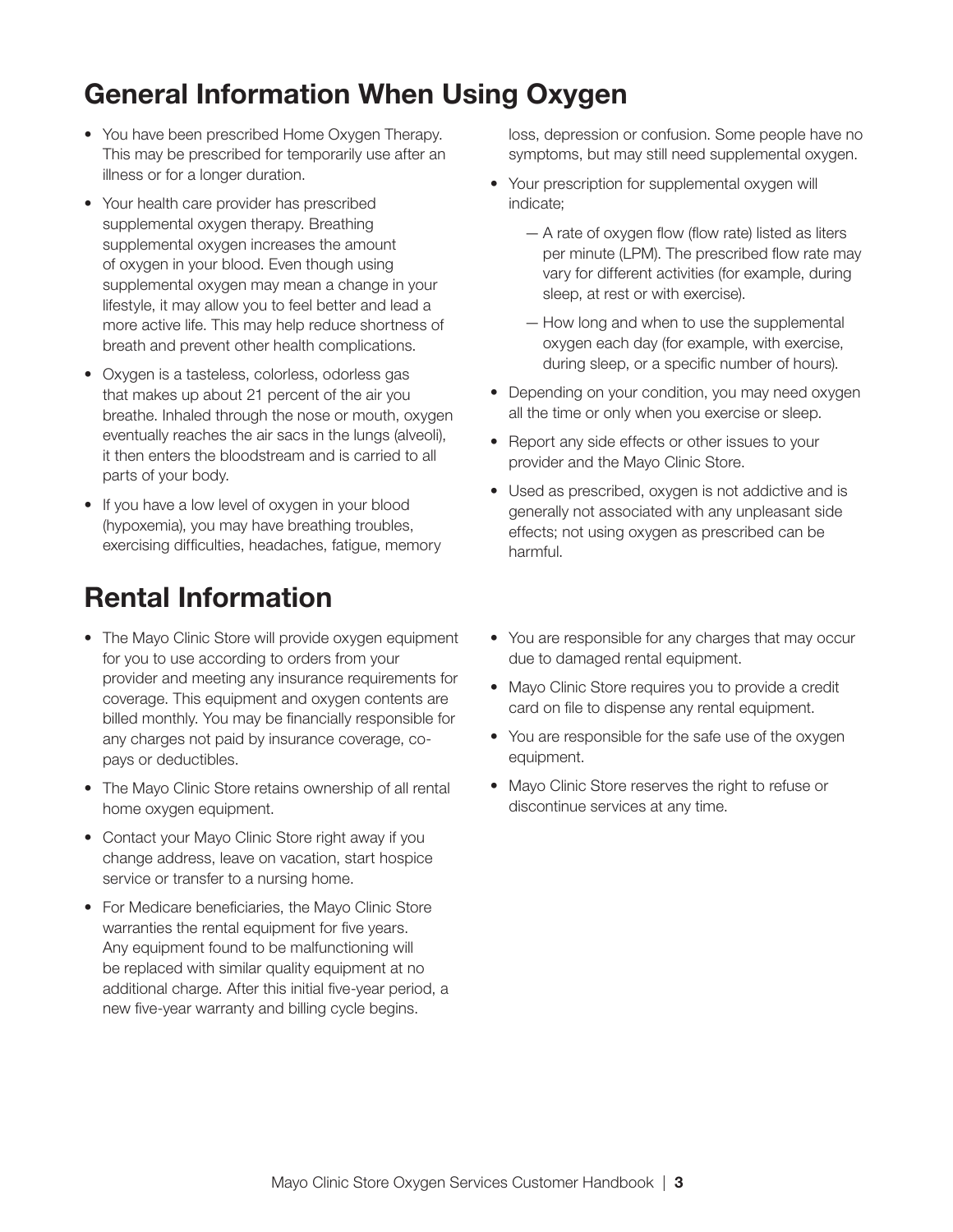## General Information When Using Oxygen

- You have been prescribed Home Oxygen Therapy. This may be prescribed for temporarily use after an illness or for a longer duration.
- Your health care provider has prescribed supplemental oxygen therapy. Breathing supplemental oxygen increases the amount of oxygen in your blood. Even though using supplemental oxygen may mean a change in your lifestyle, it may allow you to feel better and lead a more active life. This may help reduce shortness of breath and prevent other health complications.
- Oxygen is a tasteless, colorless, odorless gas that makes up about 21 percent of the air you breathe. Inhaled through the nose or mouth, oxygen eventually reaches the air sacs in the lungs (alveoli), it then enters the bloodstream and is carried to all parts of your body.
- If you have a low level of oxygen in your blood (hypoxemia), you may have breathing troubles, exercising difficulties, headaches, fatigue, memory loss, depression or confusion. Some people have no symptoms, but may still need supplemental oxygen.
- Your prescription for supplemental oxygen will indicate;
  - A rate of oxygen flow (flow rate) listed as liters per minute (LPM). The prescribed flow rate may vary for different activities (for example, during sleep, at rest or with exercise).
  - How long and when to use the supplemental oxygen each day (for example, with exercise, during sleep, or a specific number of hours).
- Depending on your condition, you may need oxygen all the time or only when you exercise or sleep.
- Report any side effects or other issues to your provider and the Mayo Clinic Store.
- Used as prescribed, oxygen is not addictive and is generally not associated with any unpleasant side effects; not using oxygen as prescribed can be harmful.

## Rental Information

- The Mayo Clinic Store will provide oxygen equipment for you to use according to orders from your provider and meeting any insurance requirements for coverage. This equipment and oxygen contents are billed monthly. You may be financially responsible for any charges not paid by insurance coverage, co-pays or deductibles.
- The Mayo Clinic Store retains ownership of all rental home oxygen equipment.
- Contact your Mayo Clinic Store right away if you change address, leave on vacation, start hospice service or transfer to a nursing home.
- For Medicare beneficiaries, the Mayo Clinic Store warranties the rental equipment for five years. Any equipment found to be malfunctioning will be replaced with similar quality equipment at no additional charge. After this initial five-year period, a new five-year warranty and billing cycle begins.
- You are responsible for any charges that may occur due to damaged rental equipment.
- Mayo Clinic Store requires you to provide a credit card on file to dispense any rental equipment.
- You are responsible for the safe use of the oxygen equipment.
- Mayo Clinic Store reserves the right to refuse or discontinue services at any time.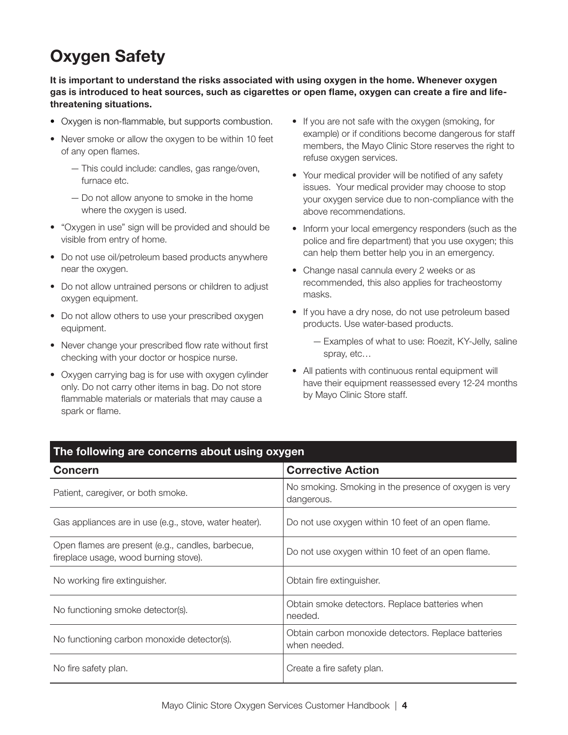# Oxygen Safety

**It is important to understand the risks associated with using oxygen in the home. Whenever oxygen gas is introduced to heat sources, such as cigarettes or open flame, oxygen can create a fire and life-threatening situations.**

- Oxygen is non-flammable, but supports combustion.
- Never smoke or allow the oxygen to be within 10 feet of any open flames.
  - This could include: candles, gas range/oven, furnace etc.
  - Do not allow anyone to smoke in the home where the oxygen is used.
- "Oxygen in use" sign will be provided and should be visible from entry of home.
- Do not use oil/petroleum based products anywhere near the oxygen.
- Do not allow untrained persons or children to adjust oxygen equipment.
- Do not allow others to use your prescribed oxygen equipment.
- Never change your prescribed flow rate without first checking with your doctor or hospice nurse.
- Oxygen carrying bag is for use with oxygen cylinder only. Do not carry other items in bag. Do not store flammable materials or materials that may cause a spark or flame.
- If you are not safe with the oxygen (smoking, for example) or if conditions become dangerous for staff members, the Mayo Clinic Store reserves the right to refuse oxygen services.
- Your medical provider will be notified of any safety issues. Your medical provider may choose to stop your oxygen service due to non-compliance with the above recommendations.
- Inform your local emergency responders (such as the police and fire department) that you use oxygen; this can help them better help you in an emergency.
- Change nasal cannula every 2 weeks or as recommended, this also applies for tracheostomy masks.
- If you have a dry nose, do not use petroleum based products. Use water-based products.
  - Examples of what to use: Roezit, KY-Jelly, saline spray, etc…
- All patients with continuous rental equipment will have their equipment reassessed every 12-24 months by Mayo Clinic Store staff.

| The following are concerns about using oxygen | |
|---|---|
| **Concern** | **Corrective Action** |
| Patient, caregiver, or both smoke. | No smoking. Smoking in the presence of oxygen is very dangerous. |
| Gas appliances are in use (e.g., stove, water heater). | Do not use oxygen within 10 feet of an open flame. |
| Open flames are present (e.g., candles, barbecue, fireplace usage, wood burning stove). | Do not use oxygen within 10 feet of an open flame. |
| No working fire extinguisher. | Obtain fire extinguisher. |
| No functioning smoke detector(s). | Obtain smoke detectors. Replace batteries when needed. |
| No functioning carbon monoxide detector(s). | Obtain carbon monoxide detectors. Replace batteries when needed. |
| No fire safety plan. | Create a fire safety plan. |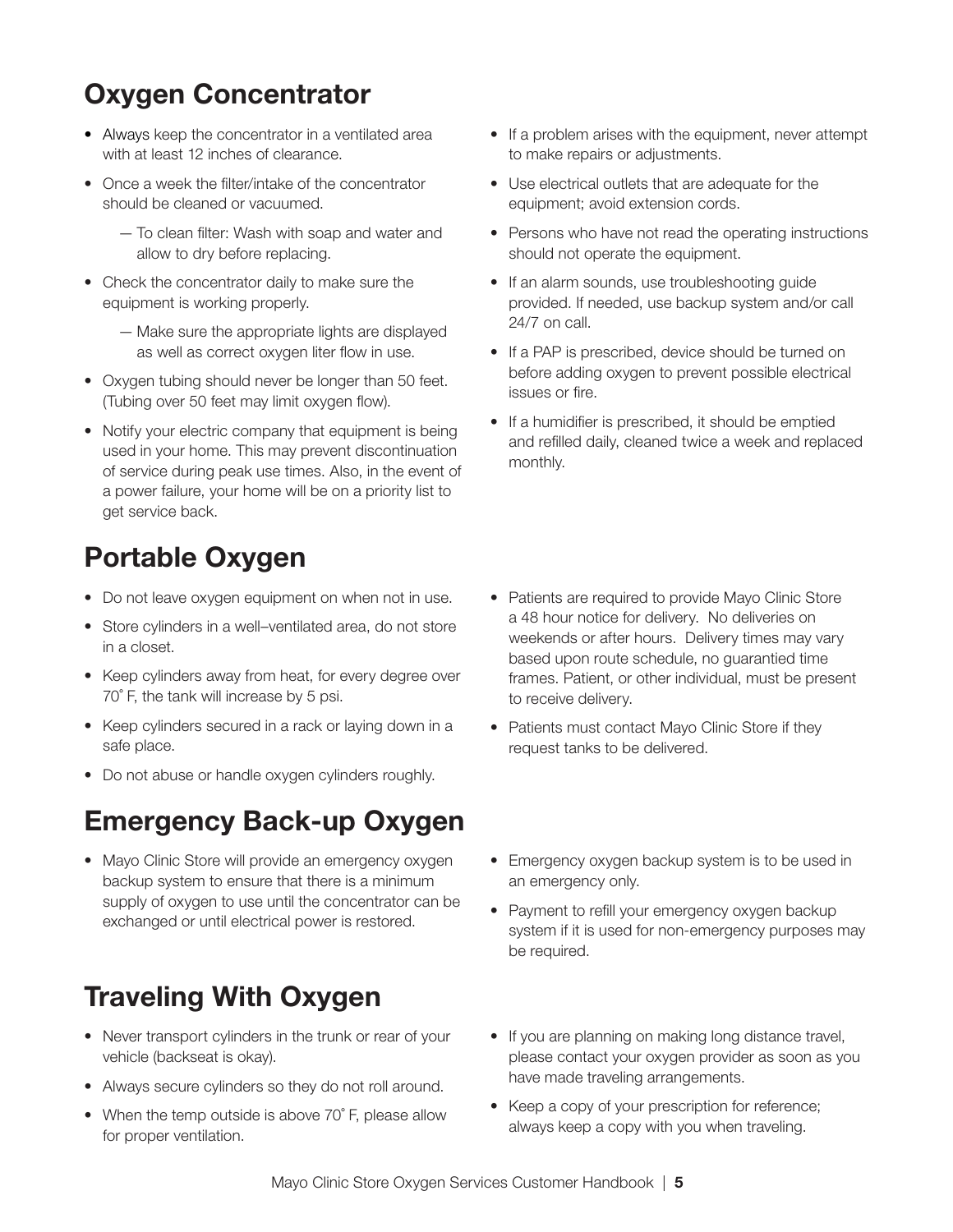## Oxygen Concentrator

- Always keep the concentrator in a ventilated area with at least 12 inches of clearance.
- Once a week the filter/intake of the concentrator should be cleaned or vacuumed.
  - To clean filter: Wash with soap and water and allow to dry before replacing.
- Check the concentrator daily to make sure the equipment is working properly.
  - Make sure the appropriate lights are displayed as well as correct oxygen liter flow in use.
- Oxygen tubing should never be longer than 50 feet. (Tubing over 50 feet may limit oxygen flow).
- Notify your electric company that equipment is being used in your home. This may prevent discontinuation of service during peak use times. Also, in the event of a power failure, your home will be on a priority list to get service back.
- If a problem arises with the equipment, never attempt to make repairs or adjustments.
- Use electrical outlets that are adequate for the equipment; avoid extension cords.
- Persons who have not read the operating instructions should not operate the equipment.
- If an alarm sounds, use troubleshooting guide provided. If needed, use backup system and/or call 24/7 on call.
- If a PAP is prescribed, device should be turned on before adding oxygen to prevent possible electrical issues or fire.
- If a humidifier is prescribed, it should be emptied and refilled daily, cleaned twice a week and replaced monthly.

## Portable Oxygen

- Do not leave oxygen equipment on when not in use.
- Store cylinders in a well–ventilated area, do not store in a closet.
- Keep cylinders away from heat, for every degree over 70˚ F, the tank will increase by 5 psi.
- Keep cylinders secured in a rack or laying down in a safe place.
- Do not abuse or handle oxygen cylinders roughly.
- Patients are required to provide Mayo Clinic Store a 48 hour notice for delivery. No deliveries on weekends or after hours. Delivery times may vary based upon route schedule, no guarantied time frames. Patient, or other individual, must be present to receive delivery.
- Patients must contact Mayo Clinic Store if they request tanks to be delivered.

## Emergency Back-up Oxygen

- Mayo Clinic Store will provide an emergency oxygen backup system to ensure that there is a minimum supply of oxygen to use until the concentrator can be exchanged or until electrical power is restored.
- Emergency oxygen backup system is to be used in an emergency only.
- Payment to refill your emergency oxygen backup system if it is used for non-emergency purposes may be required.

## Traveling With Oxygen

- Never transport cylinders in the trunk or rear of your vehicle (backseat is okay).
- Always secure cylinders so they do not roll around.
- When the temp outside is above 70˚ F, please allow for proper ventilation.
- If you are planning on making long distance travel, please contact your oxygen provider as soon as you have made traveling arrangements.
- Keep a copy of your prescription for reference; always keep a copy with you when traveling.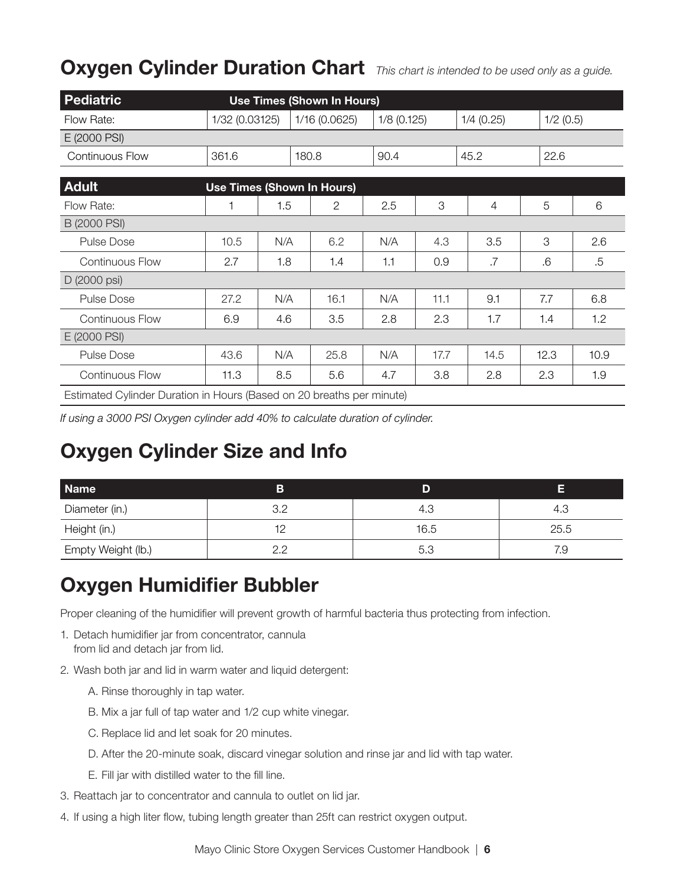## Oxygen Cylinder Duration Chart

*This chart is intended to be used only as a guide.*

| Pediatric | Use Times (Shown In Hours) | | | | |
|---|---|---|---|---|---|
| Flow Rate: | 1/32 (0.03125) | 1/16 (0.0625) | 1/8 (0.125) | 1/4 (0.25) | 1/2 (0.5) |
| E (2000 PSI) | | | | | |
| Continuous Flow | 361.6 | 180.8 | 90.4 | 45.2 | 22.6 |

| Adult | Use Times (Shown In Hours) | | | | | | | |
|---|---|---|---|---|---|---|---|---|
| Flow Rate: | 1 | 1.5 | 2 | 2.5 | 3 | 4 | 5 | 6 |
| B (2000 PSI) | | | | | | | | |
| Pulse Dose | 10.5 | N/A | 6.2 | N/A | 4.3 | 3.5 | 3 | 2.6 |
| Continuous Flow | 2.7 | 1.8 | 1.4 | 1.1 | 0.9 | .7 | .6 | .5 |
| D (2000 psi) | | | | | | | | |
| Pulse Dose | 27.2 | N/A | 16.1 | N/A | 11.1 | 9.1 | 7.7 | 6.8 |
| Continuous Flow | 6.9 | 4.6 | 3.5 | 2.8 | 2.3 | 1.7 | 1.4 | 1.2 |
| E (2000 PSI) | | | | | | | | |
| Pulse Dose | 43.6 | N/A | 25.8 | N/A | 17.7 | 14.5 | 12.3 | 10.9 |
| Continuous Flow | 11.3 | 8.5 | 5.6 | 4.7 | 3.8 | 2.8 | 2.3 | 1.9 |

Estimated Cylinder Duration in Hours (Based on 20 breaths per minute)

*If using a 3000 PSI Oxygen cylinder add 40% to calculate duration of cylinder.*

## Oxygen Cylinder Size and Info

| Name | B | D | E |
|---|---|---|---|
| Diameter (in.) | 3.2 | 4.3 | 4.3 |
| Height (in.) | 12 | 16.5 | 25.5 |
| Empty Weight (lb.) | 2.2 | 5.3 | 7.9 |

## Oxygen Humidifier Bubbler

Proper cleaning of the humidifier will prevent growth of harmful bacteria thus protecting from infection.

1. Detach humidifier jar from concentrator, cannula from lid and detach jar from lid.
2. Wash both jar and lid in warm water and liquid detergent:
   A. Rinse thoroughly in tap water.
   B. Mix a jar full of tap water and 1/2 cup white vinegar.
   C. Replace lid and let soak for 20 minutes.
   D. After the 20-minute soak, discard vinegar solution and rinse jar and lid with tap water.
   E. Fill jar with distilled water to the fill line.
3. Reattach jar to concentrator and cannula to outlet on lid jar.
4. If using a high liter flow, tubing length greater than 25ft can restrict oxygen output.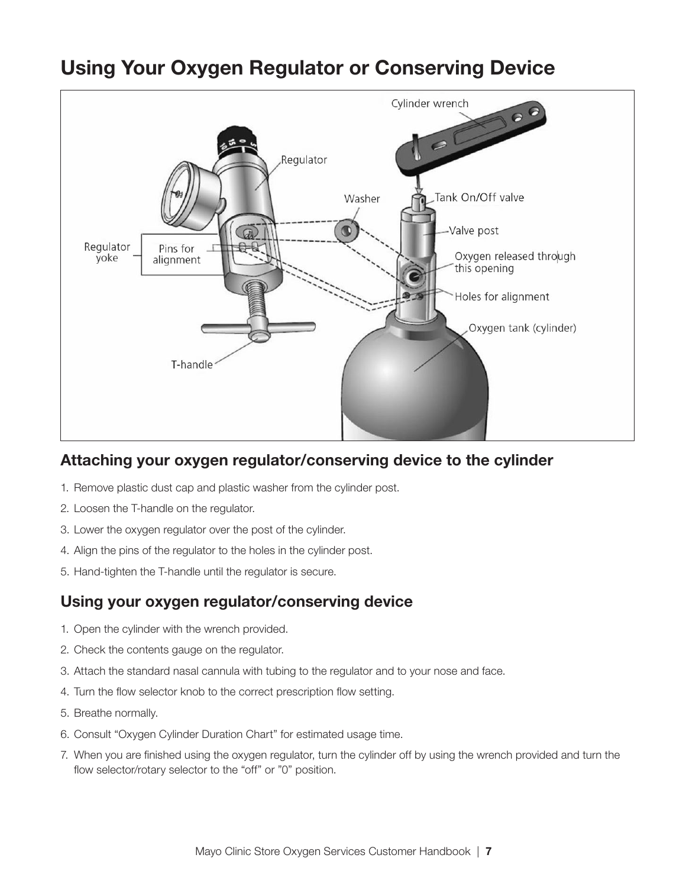# Using Your Oxygen Regulator or Conserving Device

## Attaching your oxygen regulator/conserving device to the cylinder

1. Remove plastic dust cap and plastic washer from the cylinder post.
2. Loosen the T-handle on the regulator.
3. Lower the oxygen regulator over the post of the cylinder.
4. Align the pins of the regulator to the holes in the cylinder post.
5. Hand-tighten the T-handle until the regulator is secure.

## Using your oxygen regulator/conserving device

1. Open the cylinder with the wrench provided.
2. Check the contents gauge on the regulator.
3. Attach the standard nasal cannula with tubing to the regulator and to your nose and face.
4. Turn the flow selector knob to the correct prescription flow setting.
5. Breathe normally.
6. Consult "Oxygen Cylinder Duration Chart" for estimated usage time.
7. When you are finished using the oxygen regulator, turn the cylinder off by using the wrench provided and turn the flow selector/rotary selector to the "off" or "0" position.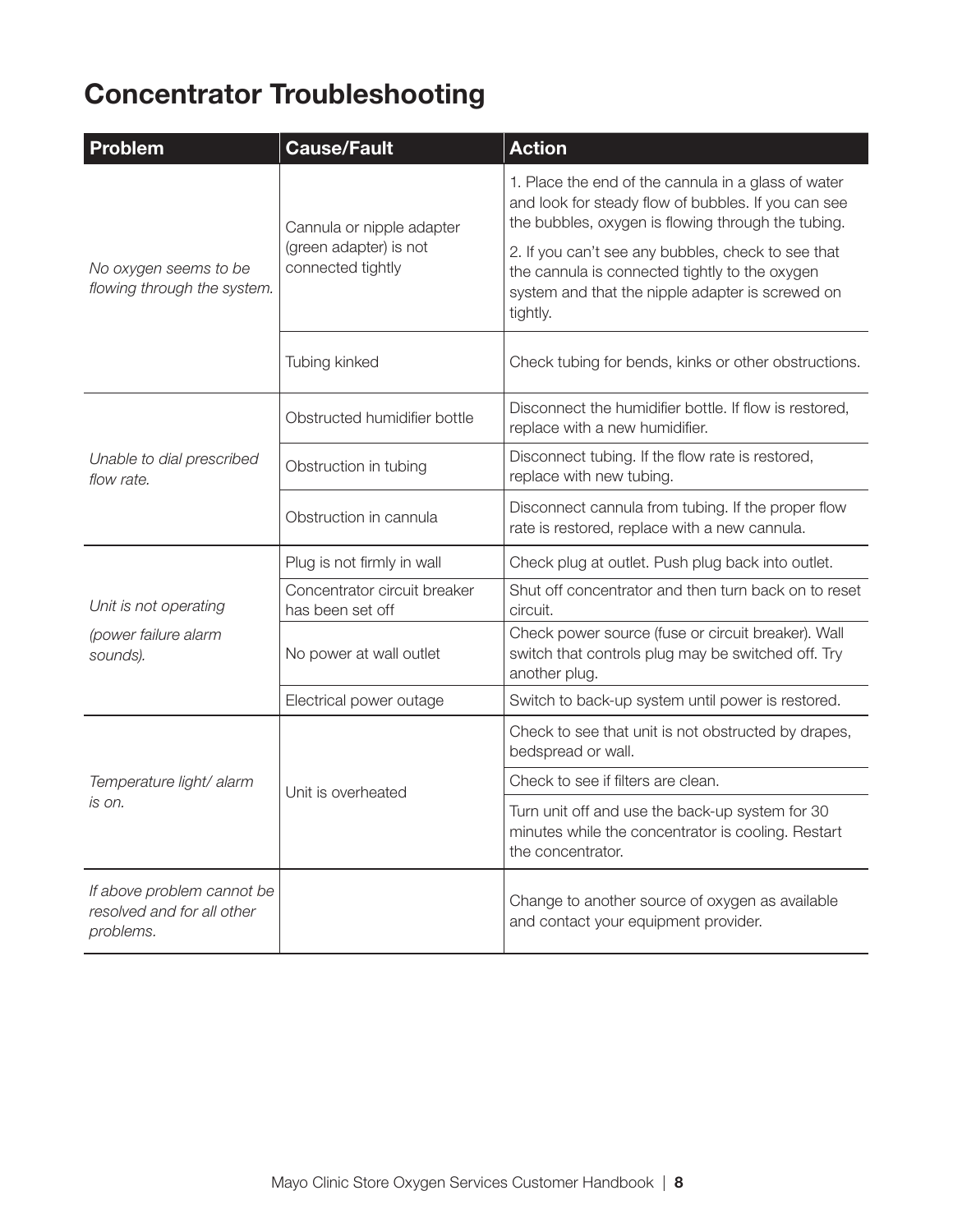# Concentrator Troubleshooting

| Problem | Cause/Fault | Action |
|---|---|---|
| *No oxygen seems to be flowing through the system.* | Cannula or nipple adapter (green adapter) is not connected tightly | 1. Place the end of the cannula in a glass of water and look for steady flow of bubbles. If you can see the bubbles, oxygen is flowing through the tubing. 2. If you can't see any bubbles, check to see that the cannula is connected tightly to the oxygen system and that the nipple adapter is screwed on tightly. |
| | Tubing kinked | Check tubing for bends, kinks or other obstructions. |
| *Unable to dial prescribed flow rate.* | Obstructed humidifier bottle | Disconnect the humidifier bottle. If flow is restored, replace with a new humidifier. |
| | Obstruction in tubing | Disconnect tubing. If the flow rate is restored, replace with new tubing. |
| | Obstruction in cannula | Disconnect cannula from tubing. If the proper flow rate is restored, replace with a new cannula. |
| *Unit is not operating (power failure alarm sounds).* | Plug is not firmly in wall | Check plug at outlet. Push plug back into outlet. |
| | Concentrator circuit breaker has been set off | Shut off concentrator and then turn back on to reset circuit. |
| | No power at wall outlet | Check power source (fuse or circuit breaker). Wall switch that controls plug may be switched off. Try another plug. |
| | Electrical power outage | Switch to back-up system until power is restored. |
| *Temperature light/ alarm is on.* | Unit is overheated | Check to see that unit is not obstructed by drapes, bedspread or wall. |
| | | Check to see if filters are clean. |
| | | Turn unit off and use the back-up system for 30 minutes while the concentrator is cooling. Restart the concentrator. |
| *If above problem cannot be resolved and for all other problems.* | | Change to another source of oxygen as available and contact your equipment provider. |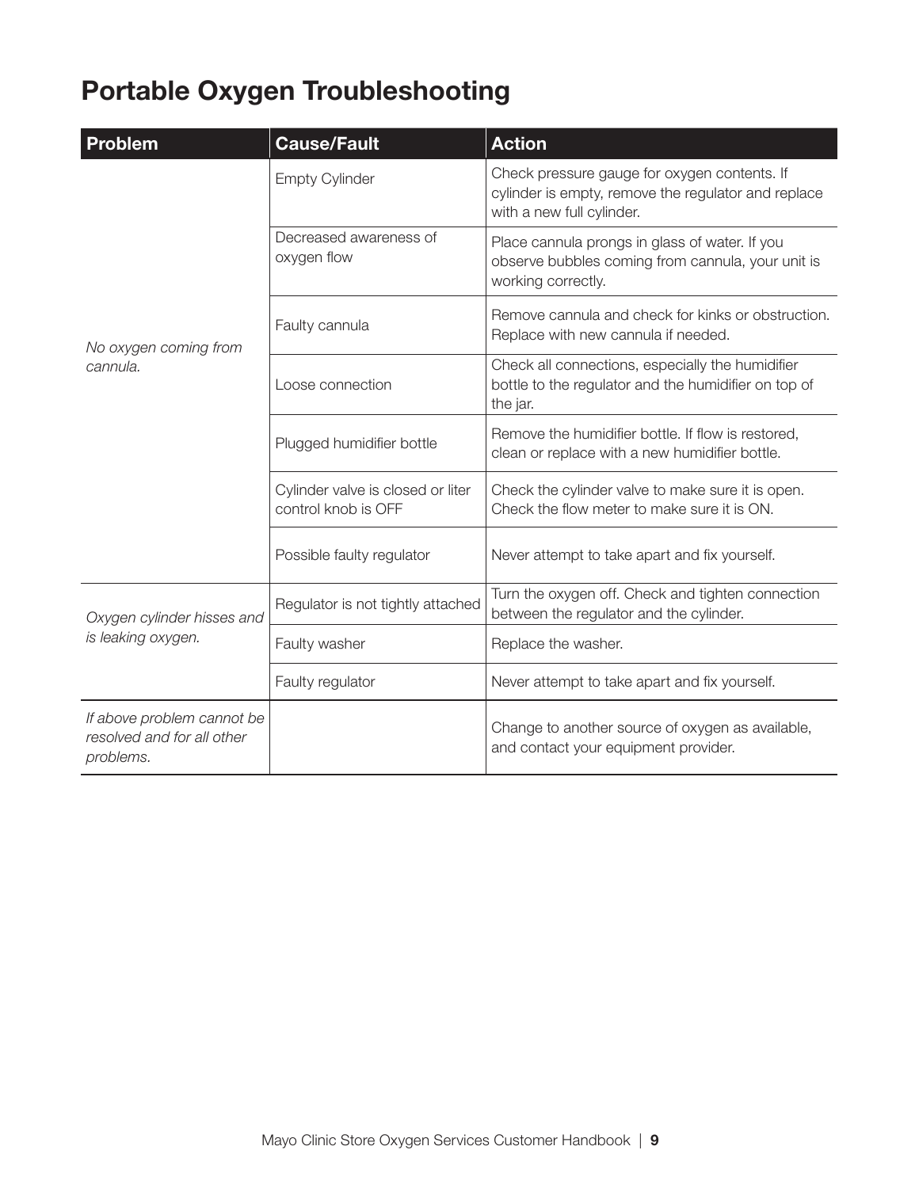# Portable Oxygen Troubleshooting

| Problem | Cause/Fault | Action |
|---|---|---|
| *No oxygen coming from cannula.* | Empty Cylinder | Check pressure gauge for oxygen contents. If cylinder is empty, remove the regulator and replace with a new full cylinder. |
| | Decreased awareness of oxygen flow | Place cannula prongs in glass of water. If you observe bubbles coming from cannula, your unit is working correctly. |
| | Faulty cannula | Remove cannula and check for kinks or obstruction. Replace with new cannula if needed. |
| | Loose connection | Check all connections, especially the humidifier bottle to the regulator and the humidifier on top of the jar. |
| | Plugged humidifier bottle | Remove the humidifier bottle. If flow is restored, clean or replace with a new humidifier bottle. |
| | Cylinder valve is closed or liter control knob is OFF | Check the cylinder valve to make sure it is open. Check the flow meter to make sure it is ON. |
| | Possible faulty regulator | Never attempt to take apart and fix yourself. |
| *Oxygen cylinder hisses and is leaking oxygen.* | Regulator is not tightly attached | Turn the oxygen off. Check and tighten connection between the regulator and the cylinder. |
| | Faulty washer | Replace the washer. |
| | Faulty regulator | Never attempt to take apart and fix yourself. |
| *If above problem cannot be resolved and for all other problems.* | | Change to another source of oxygen as available, and contact your equipment provider. |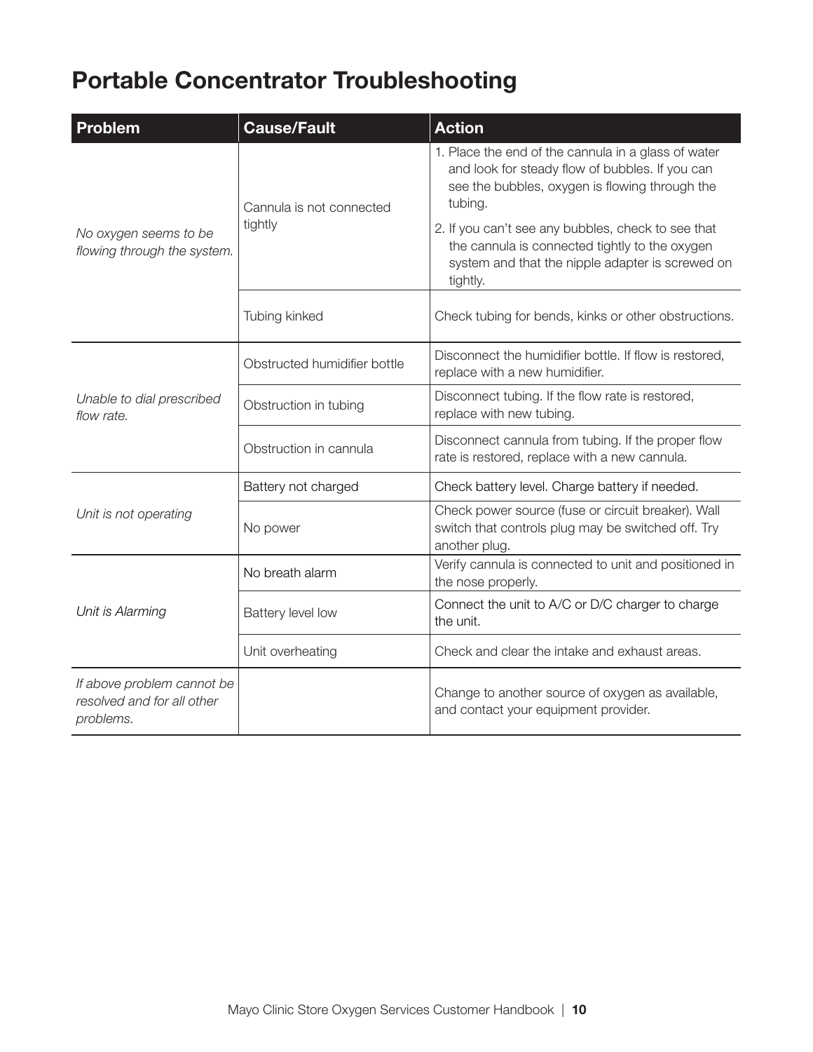# Portable Concentrator Troubleshooting

| Problem | Cause/Fault | Action |
|---|---|---|
| *No oxygen seems to be flowing through the system.* | Cannula is not connected tightly | 1. Place the end of the cannula in a glass of water and look for steady flow of bubbles. If you can see the bubbles, oxygen is flowing through the tubing. 2. If you can't see any bubbles, check to see that the cannula is connected tightly to the oxygen system and that the nipple adapter is screwed on tightly. |
| | Tubing kinked | Check tubing for bends, kinks or other obstructions. |
| *Unable to dial prescribed flow rate.* | Obstructed humidifier bottle | Disconnect the humidifier bottle. If flow is restored, replace with a new humidifier. |
| | Obstruction in tubing | Disconnect tubing. If the flow rate is restored, replace with new tubing. |
| | Obstruction in cannula | Disconnect cannula from tubing. If the proper flow rate is restored, replace with a new cannula. |
| *Unit is not operating* | Battery not charged | Check battery level. Charge battery if needed. |
| | No power | Check power source (fuse or circuit breaker). Wall switch that controls plug may be switched off. Try another plug. |
| *Unit is Alarming* | No breath alarm | Verify cannula is connected to unit and positioned in the nose properly. |
| | Battery level low | Connect the unit to A/C or D/C charger to charge the unit. |
| | Unit overheating | Check and clear the intake and exhaust areas. |
| *If above problem cannot be resolved and for all other problems.* | | Change to another source of oxygen as available, and contact your equipment provider. |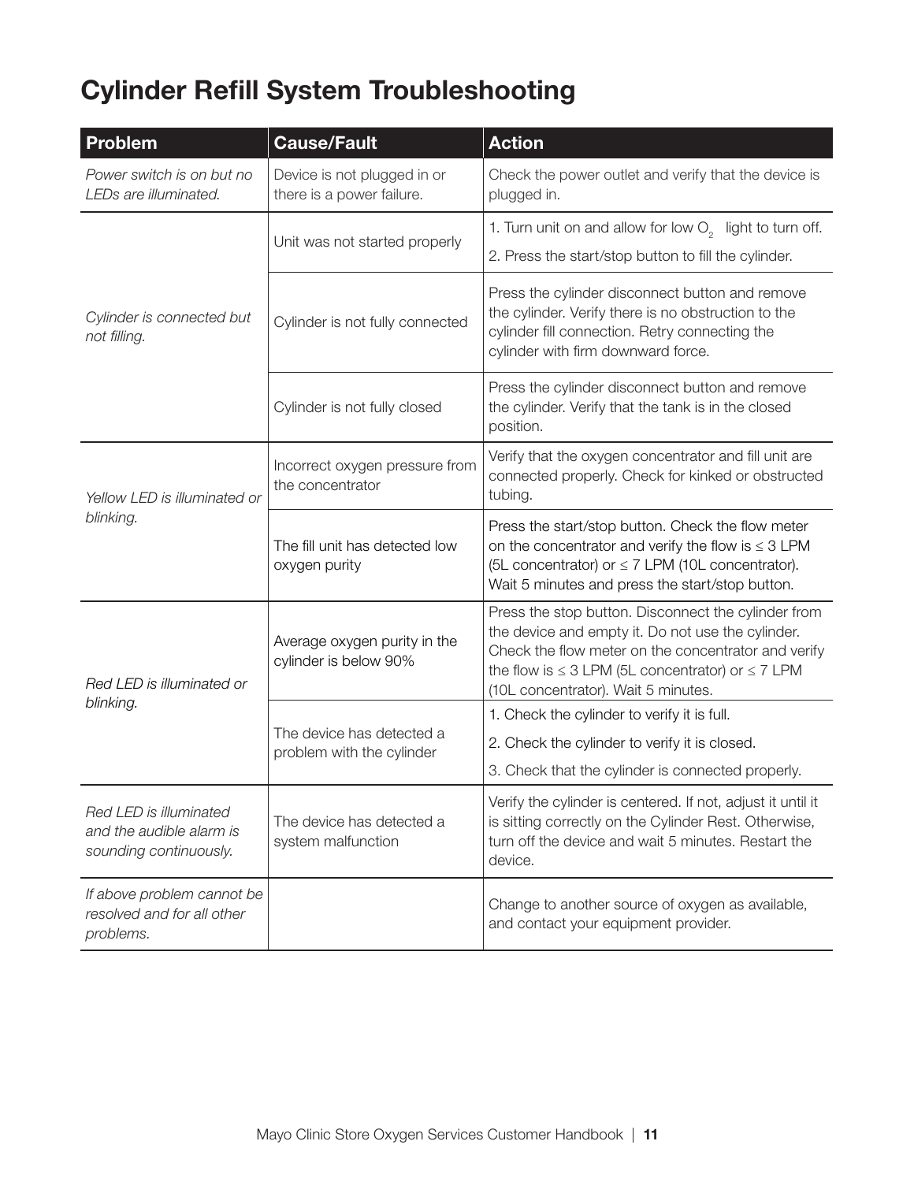# Cylinder Refill System Troubleshooting

| Problem | Cause/Fault | Action |
|---|---|---|
| *Power switch is on but no LEDs are illuminated.* | Device is not plugged in or there is a power failure. | Check the power outlet and verify that the device is plugged in. |
| *Cylinder is connected but not filling.* | Unit was not started properly | 1. Turn unit on and allow for low $O_2$ light to turn off.<br>2. Press the start/stop button to fill the cylinder. |
| | Cylinder is not fully connected | Press the cylinder disconnect button and remove the cylinder. Verify there is no obstruction to the cylinder fill connection. Retry connecting the cylinder with firm downward force. |
| | Cylinder is not fully closed | Press the cylinder disconnect button and remove the cylinder. Verify that the tank is in the closed position. |
| *Yellow LED is illuminated or blinking.* | Incorrect oxygen pressure from the concentrator | Verify that the oxygen concentrator and fill unit are connected properly. Check for kinked or obstructed tubing. |
| | The fill unit has detected low oxygen purity | Press the start/stop button. Check the flow meter on the concentrator and verify the flow is ≤ 3 LPM (5L concentrator) or ≤ 7 LPM (10L concentrator). Wait 5 minutes and press the start/stop button. |
| *Red LED is illuminated or blinking.* | Average oxygen purity in the cylinder is below 90% | Press the stop button. Disconnect the cylinder from the device and empty it. Do not use the cylinder. Check the flow meter on the concentrator and verify the flow is ≤ 3 LPM (5L concentrator) or ≤ 7 LPM (10L concentrator). Wait 5 minutes. |
| | The device has detected a problem with the cylinder | 1. Check the cylinder to verify it is full.<br>2. Check the cylinder to verify it is closed.<br>3. Check that the cylinder is connected properly. |
| *Red LED is illuminated and the audible alarm is sounding continuously.* | The device has detected a system malfunction | Verify the cylinder is centered. If not, adjust it until it is sitting correctly on the Cylinder Rest. Otherwise, turn off the device and wait 5 minutes. Restart the device. |
| *If above problem cannot be resolved and for all other problems.* | | Change to another source of oxygen as available, and contact your equipment provider. |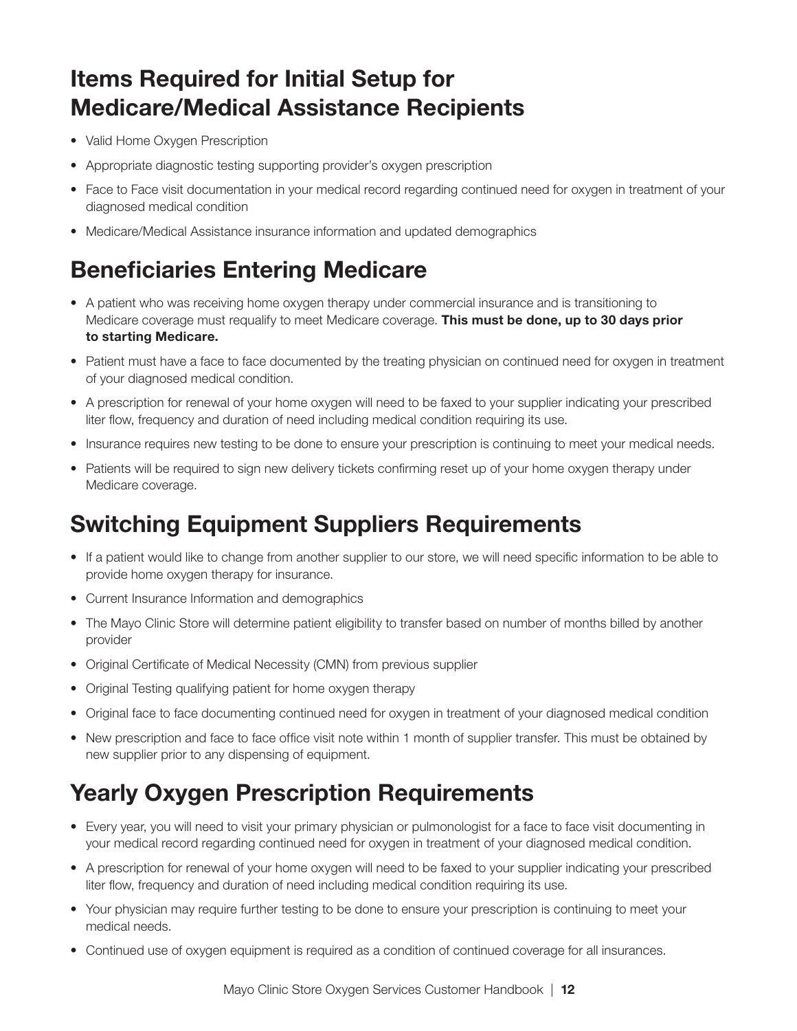## Items Required for Initial Setup for Medicare/Medical Assistance Recipients

- Valid Home Oxygen Prescription
- Appropriate diagnostic testing supporting provider's oxygen prescription
- Face to Face visit documentation in your medical record regarding continued need for oxygen in treatment of your diagnosed medical condition
- Medicare/Medical Assistance insurance information and updated demographics

## Beneficiaries Entering Medicare

- A patient who was receiving home oxygen therapy under commercial insurance and is transitioning to Medicare coverage must requalify to meet Medicare coverage. **This must be done, up to 30 days prior to starting Medicare.**
- Patient must have a face to face documented by the treating physician on continued need for oxygen in treatment of your diagnosed medical condition.
- A prescription for renewal of your home oxygen will need to be faxed to your supplier indicating your prescribed liter flow, frequency and duration of need including medical condition requiring its use.
- Insurance requires new testing to be done to ensure your prescription is continuing to meet your medical needs.
- Patients will be required to sign new delivery tickets confirming reset up of your home oxygen therapy under Medicare coverage.

## Switching Equipment Suppliers Requirements

- If a patient would like to change from another supplier to our store, we will need specific information to be able to provide home oxygen therapy for insurance.
- Current Insurance Information and demographics
- The Mayo Clinic Store will determine patient eligibility to transfer based on number of months billed by another provider
- Original Certificate of Medical Necessity (CMN) from previous supplier
- Original Testing qualifying patient for home oxygen therapy
- Original face to face documenting continued need for oxygen in treatment of your diagnosed medical condition
- New prescription and face to face office visit note within 1 month of supplier transfer. This must be obtained by new supplier prior to any dispensing of equipment.

## Yearly Oxygen Prescription Requirements

- Every year, you will need to visit your primary physician or pulmonologist for a face to face visit documenting in your medical record regarding continued need for oxygen in treatment of your diagnosed medical condition.
- A prescription for renewal of your home oxygen will need to be faxed to your supplier indicating your prescribed liter flow, frequency and duration of need including medical condition requiring its use.
- Your physician may require further testing to be done to ensure your prescription is continuing to meet your medical needs.
- Continued use of oxygen equipment is required as a condition of continued coverage for all insurances.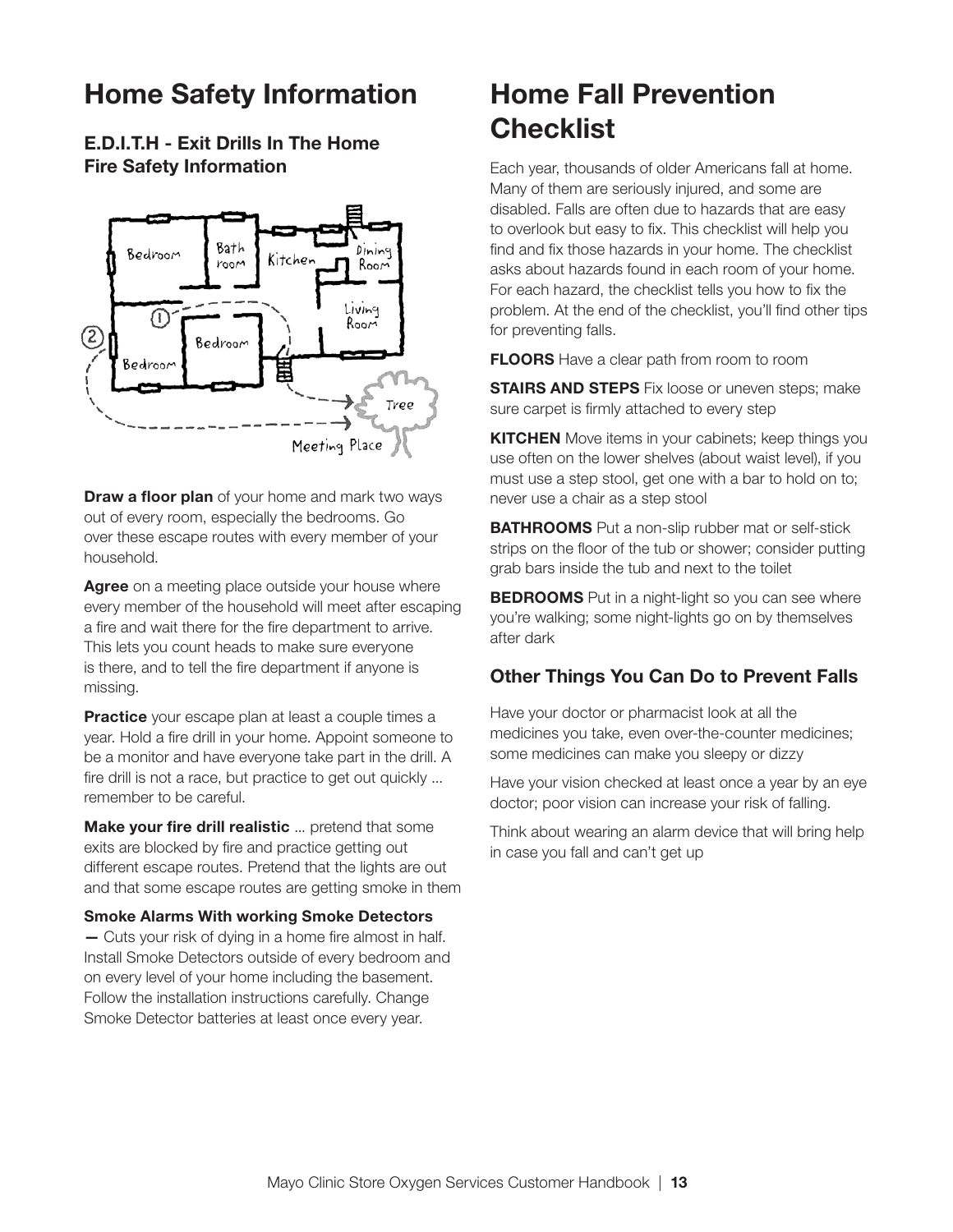# Home Safety Information

### E.D.I.T.H - Exit Drills In The Home Fire Safety Information

**Draw a floor plan** of your home and mark two ways out of every room, especially the bedrooms. Go over these escape routes with every member of your household.

**Agree** on a meeting place outside your house where every member of the household will meet after escaping a fire and wait there for the fire department to arrive. This lets you count heads to make sure everyone is there, and to tell the fire department if anyone is missing.

**Practice** your escape plan at least a couple times a year. Hold a fire drill in your home. Appoint someone to be a monitor and have everyone take part in the drill. A fire drill is not a race, but practice to get out quickly ... remember to be careful.

**Make your fire drill realistic** ... pretend that some exits are blocked by fire and practice getting out different escape routes. Pretend that the lights are out and that some escape routes are getting smoke in them

**Smoke Alarms With working Smoke Detectors — ** Cuts your risk of dying in a home fire almost in half. Install Smoke Detectors outside of every bedroom and on every level of your home including the basement. Follow the installation instructions carefully. Change Smoke Detector batteries at least once every year.

# Home Fall Prevention Checklist

Each year, thousands of older Americans fall at home. Many of them are seriously injured, and some are disabled. Falls are often due to hazards that are easy to overlook but easy to fix. This checklist will help you find and fix those hazards in your home. The checklist asks about hazards found in each room of your home. For each hazard, the checklist tells you how to fix the problem. At the end of the checklist, you'll find other tips for preventing falls.

**FLOORS** Have a clear path from room to room

**STAIRS AND STEPS** Fix loose or uneven steps; make sure carpet is firmly attached to every step

**KITCHEN** Move items in your cabinets; keep things you use often on the lower shelves (about waist level), if you must use a step stool, get one with a bar to hold on to; never use a chair as a step stool

**BATHROOMS** Put a non-slip rubber mat or self-stick strips on the floor of the tub or shower; consider putting grab bars inside the tub and next to the toilet

**BEDROOMS** Put in a night-light so you can see where you're walking; some night-lights go on by themselves after dark

### Other Things You Can Do to Prevent Falls

Have your doctor or pharmacist look at all the medicines you take, even over-the-counter medicines; some medicines can make you sleepy or dizzy

Have your vision checked at least once a year by an eye doctor; poor vision can increase your risk of falling.

Think about wearing an alarm device that will bring help in case you fall and can't get up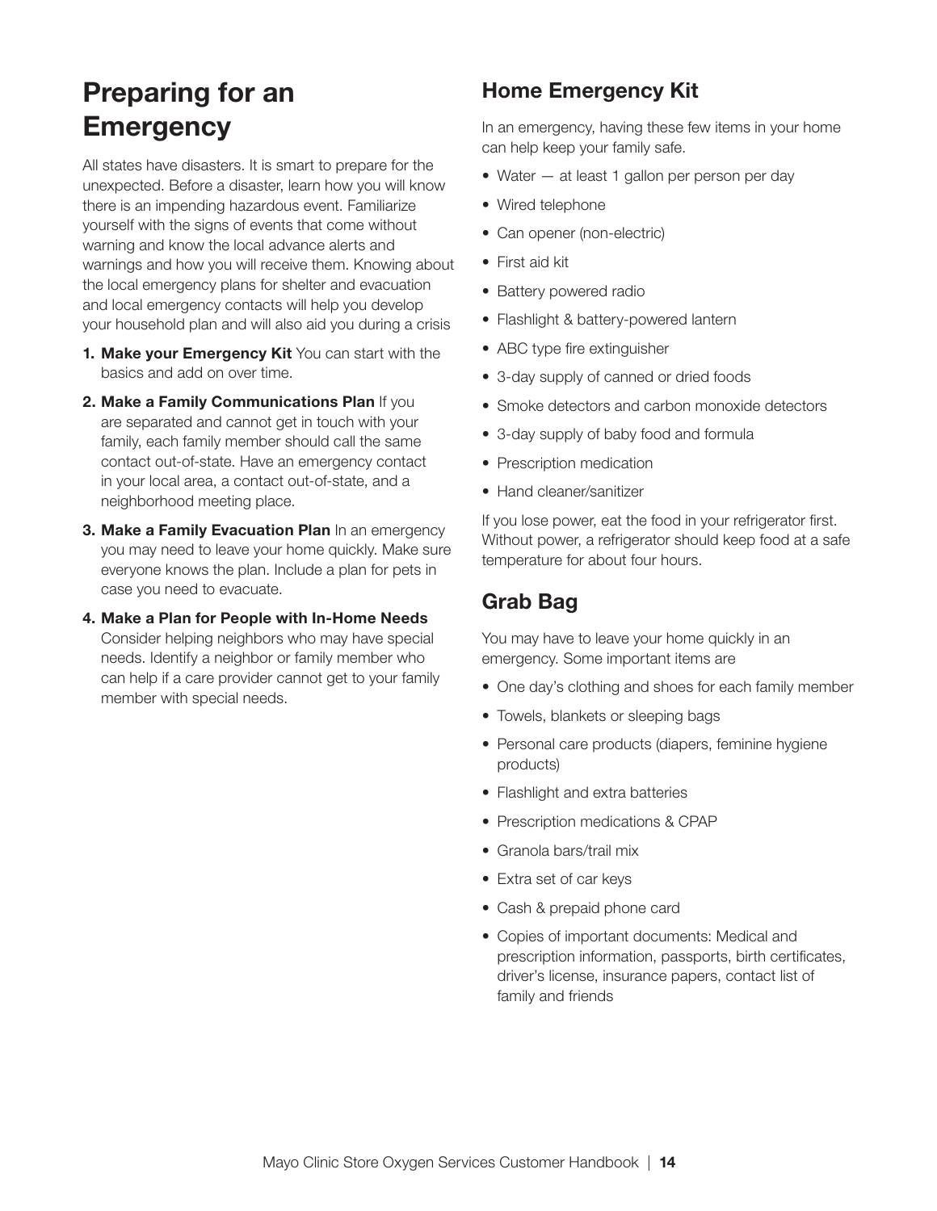# Preparing for an Emergency

All states have disasters. It is smart to prepare for the unexpected. Before a disaster, learn how you will know there is an impending hazardous event. Familiarize yourself with the signs of events that come without warning and know the local advance alerts and warnings and how you will receive them. Knowing about the local emergency plans for shelter and evacuation and local emergency contacts will help you develop your household plan and will also aid you during a crisis

1. **Make your Emergency Kit** You can start with the basics and add on over time.
2. **Make a Family Communications Plan** If you are separated and cannot get in touch with your family, each family member should call the same contact out-of-state. Have an emergency contact in your local area, a contact out-of-state, and a neighborhood meeting place.
3. **Make a Family Evacuation Plan** In an emergency you may need to leave your home quickly. Make sure everyone knows the plan. Include a plan for pets in case you need to evacuate.
4. **Make a Plan for People with In-Home Needs** Consider helping neighbors who may have special needs. Identify a neighbor or family member who can help if a care provider cannot get to your family member with special needs.

## Home Emergency Kit

In an emergency, having these few items in your home can help keep your family safe.

- Water — at least 1 gallon per person per day
- Wired telephone
- Can opener (non-electric)
- First aid kit
- Battery powered radio
- Flashlight & battery-powered lantern
- ABC type fire extinguisher
- 3-day supply of canned or dried foods
- Smoke detectors and carbon monoxide detectors
- 3-day supply of baby food and formula
- Prescription medication
- Hand cleaner/sanitizer

If you lose power, eat the food in your refrigerator first. Without power, a refrigerator should keep food at a safe temperature for about four hours.

## Grab Bag

You may have to leave your home quickly in an emergency. Some important items are

- One day's clothing and shoes for each family member
- Towels, blankets or sleeping bags
- Personal care products (diapers, feminine hygiene products)
- Flashlight and extra batteries
- Prescription medications & CPAP
- Granola bars/trail mix
- Extra set of car keys
- Cash & prepaid phone card
- Copies of important documents: Medical and prescription information, passports, birth certificates, driver's license, insurance papers, contact list of family and friends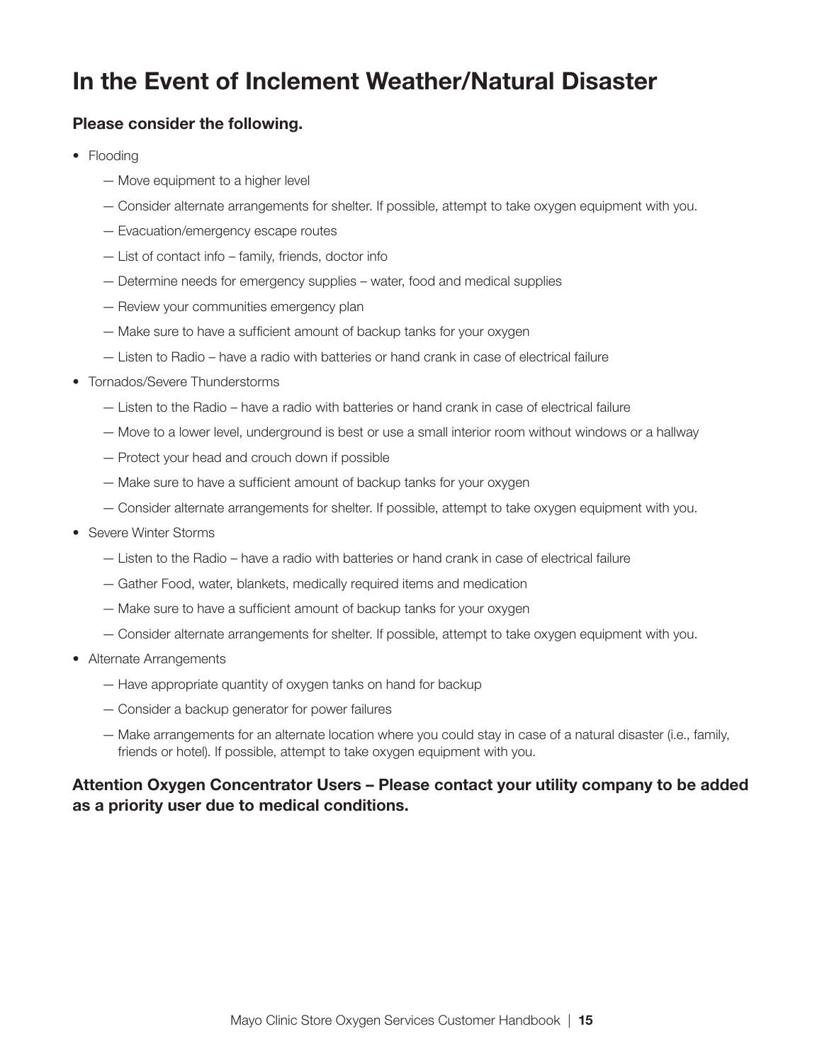# In the Event of Inclement Weather/Natural Disaster

**Please consider the following.**

- Flooding
    - Move equipment to a higher level
    - Consider alternate arrangements for shelter. If possible, attempt to take oxygen equipment with you.
    - Evacuation/emergency escape routes
    - List of contact info – family, friends, doctor info
    - Determine needs for emergency supplies – water, food and medical supplies
    - Review your communities emergency plan
    - Make sure to have a sufficient amount of backup tanks for your oxygen
    - Listen to Radio – have a radio with batteries or hand crank in case of electrical failure
- Tornados/Severe Thunderstorms
    - Listen to the Radio – have a radio with batteries or hand crank in case of electrical failure
    - Move to a lower level, underground is best or use a small interior room without windows or a hallway
    - Protect your head and crouch down if possible
    - Make sure to have a sufficient amount of backup tanks for your oxygen
    - Consider alternate arrangements for shelter. If possible, attempt to take oxygen equipment with you.
- Severe Winter Storms
    - Listen to the Radio – have a radio with batteries or hand crank in case of electrical failure
    - Gather Food, water, blankets, medically required items and medication
    - Make sure to have a sufficient amount of backup tanks for your oxygen
    - Consider alternate arrangements for shelter. If possible, attempt to take oxygen equipment with you.
- Alternate Arrangements
    - Have appropriate quantity of oxygen tanks on hand for backup
    - Consider a backup generator for power failures
    - Make arrangements for an alternate location where you could stay in case of a natural disaster (i.e., family, friends or hotel). If possible, attempt to take oxygen equipment with you.

**Attention Oxygen Concentrator Users – Please contact your utility company to be added as a priority user due to medical conditions.**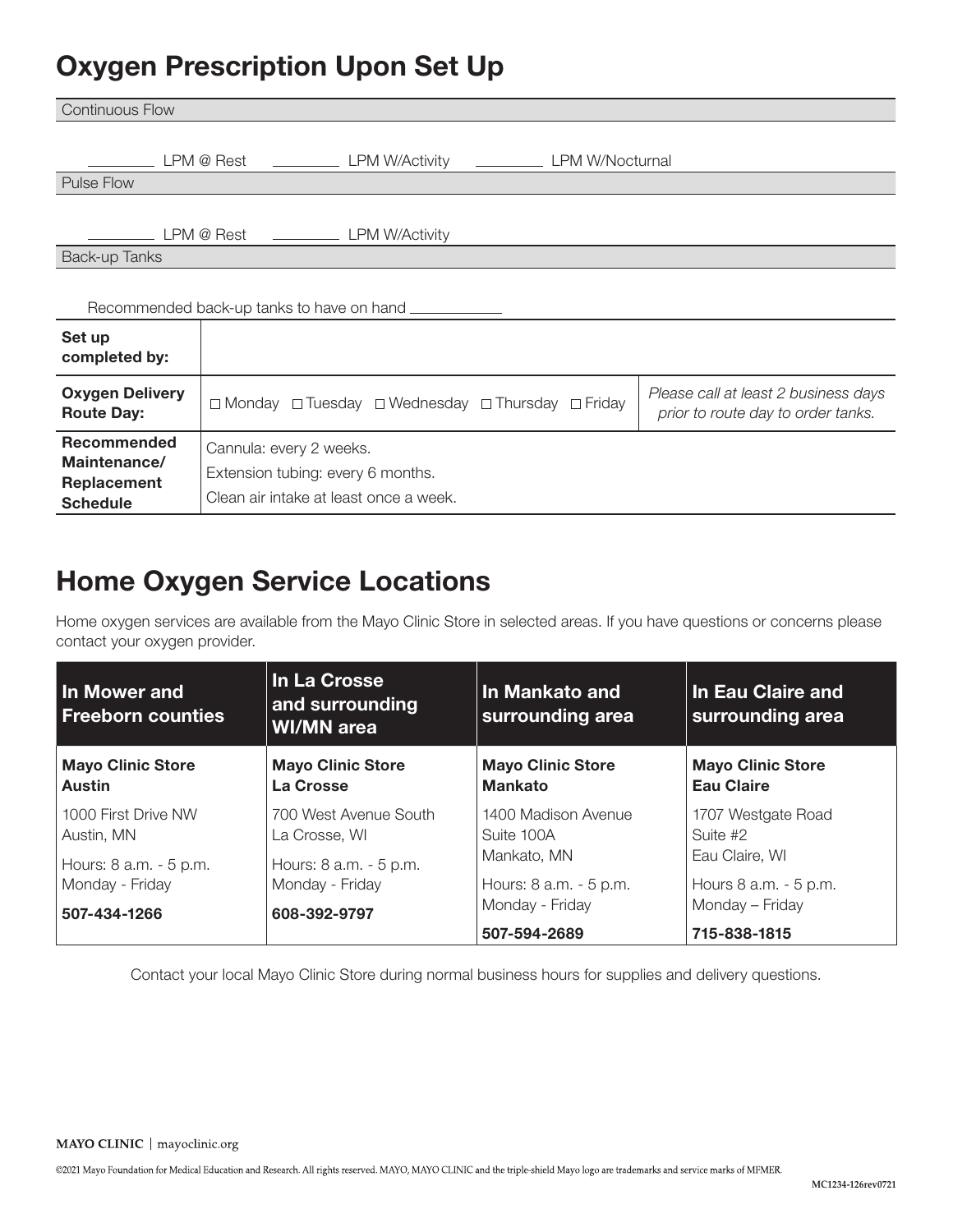# Oxygen Prescription Upon Set Up

**Continuous Flow**

________ LPM @ Rest ________ LPM W/Activity ________ LPM W/Nocturnal

**Pulse Flow**

________ LPM @ Rest ________ LPM W/Activity

**Back-up Tanks**

Recommended back-up tanks to have on hand ____________

| | | |
|---|---|---|
| **Set up completed by:** | | |
| **Oxygen Delivery Route Day:** | ☐ Monday ☐ Tuesday ☐ Wednesday ☐ Thursday ☐ Friday | *Please call at least 2 business days prior to route day to order tanks.* |
| **Recommended Maintenance/ Replacement Schedule** | Cannula: every 2 weeks.<br>Extension tubing: every 6 months.<br>Clean air intake at least once a week. | |

# Home Oxygen Service Locations

Home oxygen services are available from the Mayo Clinic Store in selected areas. If you have questions or concerns please contact your oxygen provider.

| In Mower and Freeborn counties | In La Crosse and surrounding WI/MN area | In Mankato and surrounding area | In Eau Claire and surrounding area |
|---|---|---|---|
| **Mayo Clinic Store Austin** | **Mayo Clinic Store La Crosse** | **Mayo Clinic Store Mankato** | **Mayo Clinic Store Eau Claire** |
| 1000 First Drive NW<br>Austin, MN | 700 West Avenue South<br>La Crosse, WI | 1400 Madison Avenue<br>Suite 100A<br>Mankato, MN | 1707 Westgate Road<br>Suite #2<br>Eau Claire, WI |
| Hours: 8 a.m. - 5 p.m.<br>Monday - Friday | Hours: 8 a.m. - 5 p.m.<br>Monday - Friday | Hours: 8 a.m. - 5 p.m.<br>Monday - Friday | Hours 8 a.m. - 5 p.m.<br>Monday – Friday |
| **507-434-1266** | **608-392-9797** | **507-594-2689** | **715-838-1815** |

Contact your local Mayo Clinic Store during normal business hours for supplies and delivery questions.

MAYO CLINIC | mayoclinic.org

©2021 Mayo Foundation for Medical Education and Research. All rights reserved. MAYO, MAYO CLINIC and the triple-shield Mayo logo are trademarks and service marks of MFMER.

MC1234-126rev0721